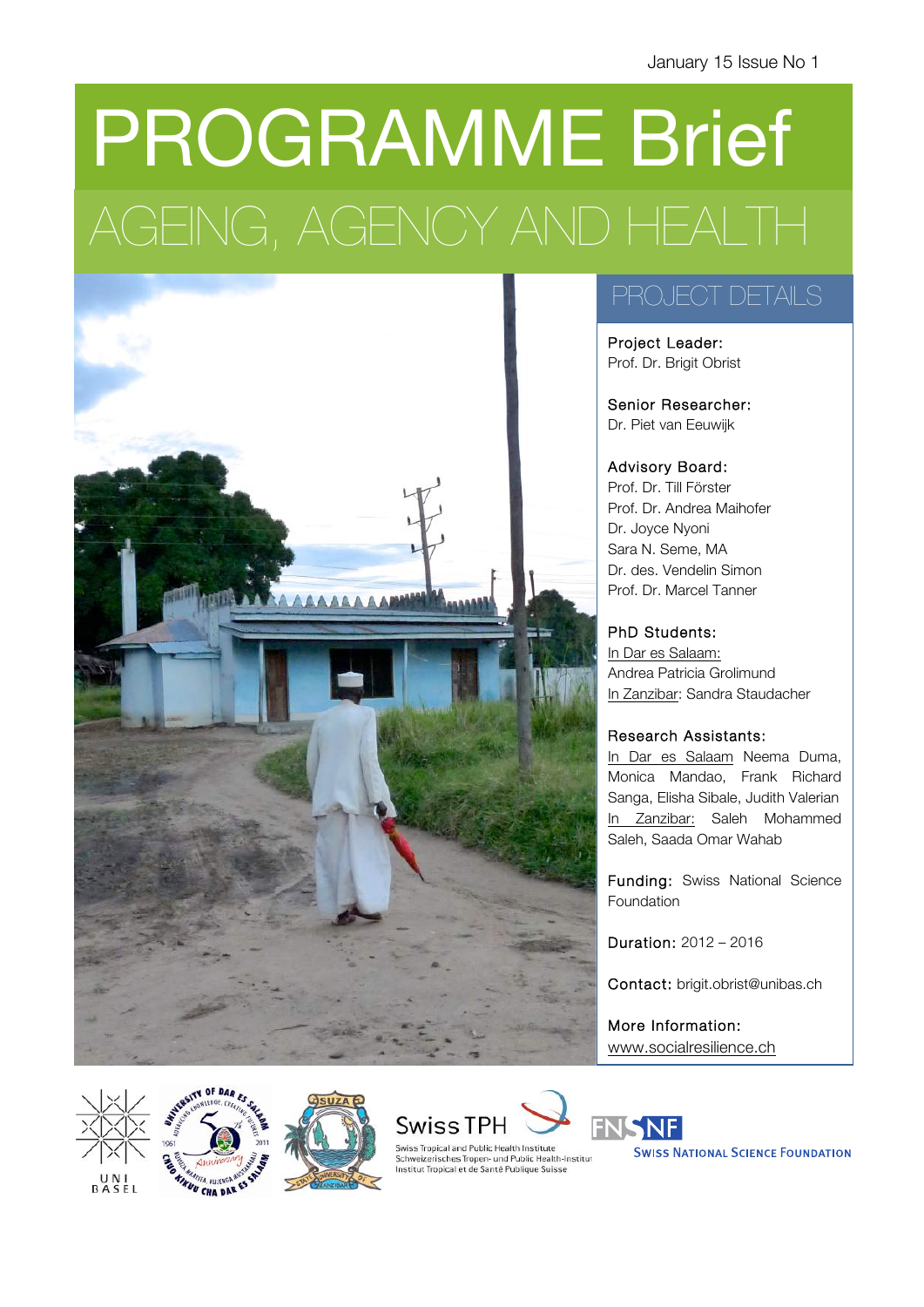January 15 Issue No 1

# PROGRAMME Brief

## AGEING, AGENCY AND HEALTH

### PROJECT DETAILS

**Project Leader:**
Prof. Dr. Brigit Obrist

**Senior Researcher:**
Dr. Piet van Eeuwijk

**Advisory Board:**
Prof. Dr. Till Förster
Prof. Dr. Andrea Maihofer
Dr. Joyce Nyoni
Sara N. Seme, MA
Dr. des. Vendelin Simon
Prof. Dr. Marcel Tanner

**PhD Students:**
In Dar es Salaam: Andrea Patricia Grolimund
In Zanzibar: Sandra Staudacher

**Research Assistants:**
In Dar es Salaam Neema Duma, Monica Mandao, Frank Richard Sanga, Elisha Sibale, Judith Valerian
In Zanzibar: Saleh Mohammed Saleh, Saada Omar Wahab

**Funding:** Swiss National Science Foundation

**Duration:** 2012 – 2016

**Contact:** brigit.obrist@unibas.ch

**More Information:**
www.socialresilience.ch

UNI BASEL

Swiss TPH
Swiss Tropical and Public Health Institute
Schweizerisches Tropen- und Public Health-Institut
Institut Tropical et de Santé Publique Suisse

FNSNF
SWISS NATIONAL SCIENCE FOUNDATION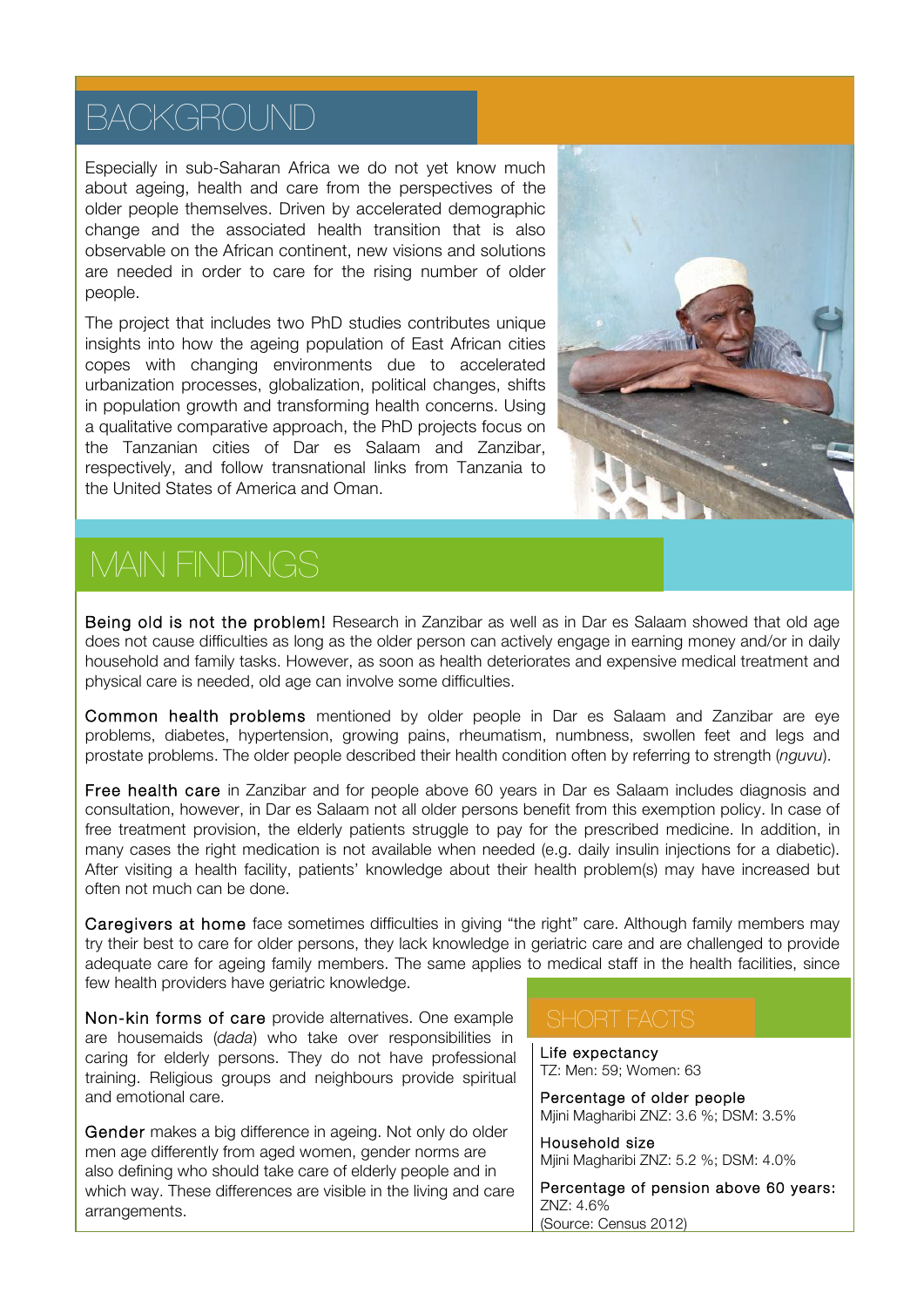# BACKGROUND

Especially in sub-Saharan Africa we do not yet know much about ageing, health and care from the perspectives of the older people themselves. Driven by accelerated demographic change and the associated health transition that is also observable on the African continent, new visions and solutions are needed in order to care for the rising number of older people.

The project that includes two PhD studies contributes unique insights into how the ageing population of East African cities copes with changing environments due to accelerated urbanization processes, globalization, political changes, shifts in population growth and transforming health concerns. Using a qualitative comparative approach, the PhD projects focus on the Tanzanian cities of Dar es Salaam and Zanzibar, respectively, and follow transnational links from Tanzania to the United States of America and Oman.

# MAIN FINDINGS

**Being old is not the problem!** Research in Zanzibar as well as in Dar es Salaam showed that old age does not cause difficulties as long as the older person can actively engage in earning money and/or in daily household and family tasks. However, as soon as health deteriorates and expensive medical treatment and physical care is needed, old age can involve some difficulties.

**Common health problems** mentioned by older people in Dar es Salaam and Zanzibar are eye problems, diabetes, hypertension, growing pains, rheumatism, numbness, swollen feet and legs and prostate problems. The older people described their health condition often by referring to strength (*nguvu*).

**Free health care** in Zanzibar and for people above 60 years in Dar es Salaam includes diagnosis and consultation, however, in Dar es Salaam not all older persons benefit from this exemption policy. In case of free treatment provision, the elderly patients struggle to pay for the prescribed medicine. In addition, in many cases the right medication is not available when needed (e.g. daily insulin injections for a diabetic). After visiting a health facility, patients' knowledge about their health problem(s) may have increased but often not much can be done.

**Caregivers at home** face sometimes difficulties in giving "the right" care. Although family members may try their best to care for older persons, they lack knowledge in geriatric care and are challenged to provide adequate care for ageing family members. The same applies to medical staff in the health facilities, since few health providers have geriatric knowledge.

**Non-kin forms of care** provide alternatives. One example are housemaids (*dada*) who take over responsibilities in caring for elderly persons. They do not have professional training. Religious groups and neighbours provide spiritual and emotional care.

**Gender** makes a big difference in ageing. Not only do older men age differently from aged women, gender norms are also defining who should take care of elderly people and in which way. These differences are visible in the living and care arrangements.

## SHORT FACTS

**Life expectancy**
TZ: Men: 59; Women: 63

**Percentage of older people**
Mjini Magharibi ZNZ: 3.6 %; DSM: 3.5%

**Household size**
Mjini Magharibi ZNZ: 5.2 %; DSM: 4.0%

**Percentage of pension above 60 years:**
ZNZ: 4.6%
(Source: Census 2012)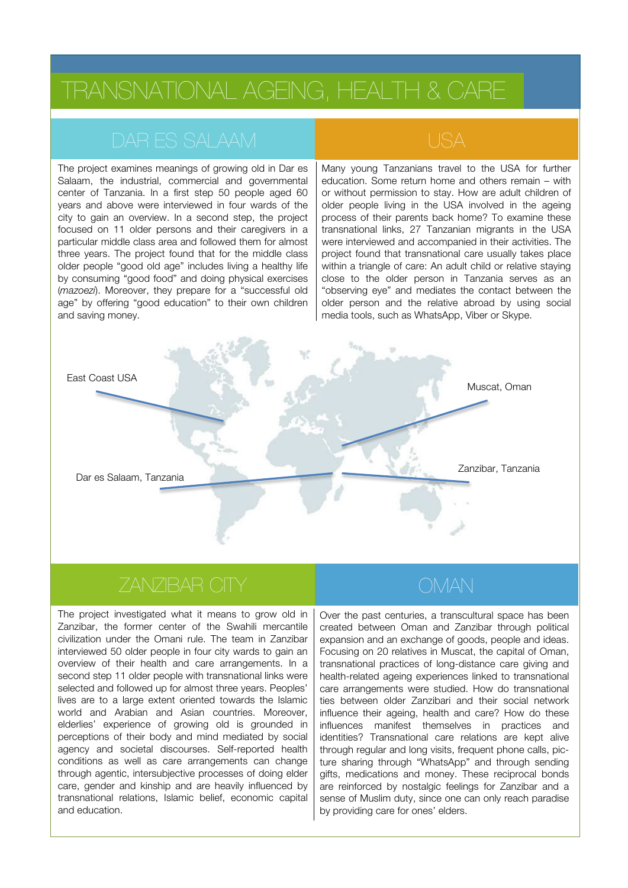# TRANSNATIONAL AGEING, HEALTH & CARE

## DAR ES SALAAM

The project examines meanings of growing old in Dar es Salaam, the industrial, commercial and governmental center of Tanzania. In a first step 50 people aged 60 years and above were interviewed in four wards of the city to gain an overview. In a second step, the project focused on 11 older persons and their caregivers in a particular middle class area and followed them for almost three years. The project found that for the middle class older people "good old age" includes living a healthy life by consuming "good food" and doing physical exercises (*mazoezi*). Moreover, they prepare for a "successful old age" by offering "good education" to their own children and saving money.

## USA

Many young Tanzanians travel to the USA for further education. Some return home and others remain – with or without permission to stay. How are adult children of older people living in the USA involved in the ageing process of their parents back home? To examine these transnational links, 27 Tanzanian migrants in the USA were interviewed and accompanied in their activities. The project found that transnational care usually takes place within a triangle of care: An adult child or relative staying close to the older person in Tanzania serves as an "observing eye" and mediates the contact between the older person and the relative abroad by using social media tools, such as WhatsApp, Viber or Skype.

East Coast USA

Muscat, Oman

Dar es Salaam, Tanzania

Zanzibar, Tanzania

## ZANZIBAR CITY

The project investigated what it means to grow old in Zanzibar, the former center of the Swahili mercantile civilization under the Omani rule. The team in Zanzibar interviewed 50 older people in four city wards to gain an overview of their health and care arrangements. In a second step 11 older people with transnational links were selected and followed up for almost three years. Peoples' lives are to a large extent oriented towards the Islamic world and Arabian and Asian countries. Moreover, elderlies' experience of growing old is grounded in perceptions of their body and mind mediated by social agency and societal discourses. Self-reported health conditions as well as care arrangements can change through agentic, intersubjective processes of doing elder care, gender and kinship and are heavily influenced by transnational relations, Islamic belief, economic capital and education.

## OMAN

Over the past centuries, a transcultural space has been created between Oman and Zanzibar through political expansion and an exchange of goods, people and ideas. Focusing on 20 relatives in Muscat, the capital of Oman, transnational practices of long-distance care giving and health-related ageing experiences linked to transnational care arrangements were studied. How do transnational ties between older Zanzibari and their social network influence their ageing, health and care? How do these influences manifest themselves in practices and identities? Transnational care relations are kept alive through regular and long visits, frequent phone calls, picture sharing through "WhatsApp" and through sending gifts, medications and money. These reciprocal bonds are reinforced by nostalgic feelings for Zanzibar and a sense of Muslim duty, since one can only reach paradise by providing care for ones' elders.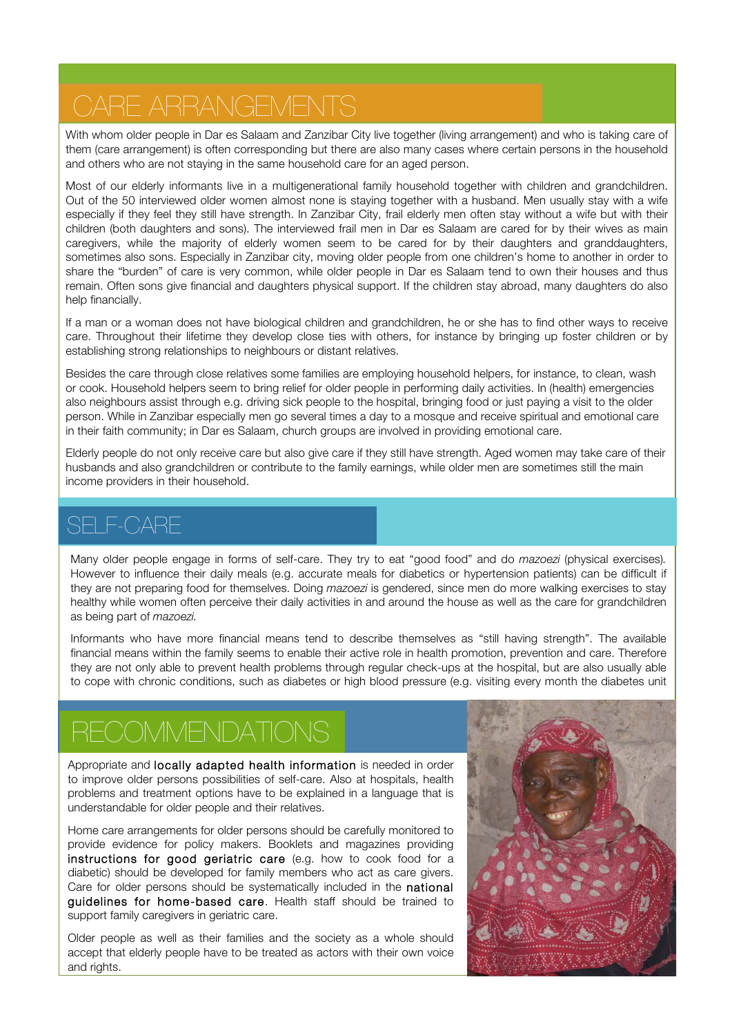## CARE ARRANGEMENTS

With whom older people in Dar es Salaam and Zanzibar City live together (living arrangement) and who is taking care of them (care arrangement) is often corresponding but there are also many cases where certain persons in the household and others who are not staying in the same household care for an aged person.

Most of our elderly informants live in a multigenerational family household together with children and grandchildren. Out of the 50 interviewed older women almost none is staying together with a husband. Men usually stay with a wife especially if they feel they still have strength. In Zanzibar City, frail elderly men often stay without a wife but with their children (both daughters and sons). The interviewed frail men in Dar es Salaam are cared for by their wives as main caregivers, while the majority of elderly women seem to be cared for by their daughters and granddaughters, sometimes also sons. Especially in Zanzibar city, moving older people from one children's home to another in order to share the "burden" of care is very common, while older people in Dar es Salaam tend to own their houses and thus remain. Often sons give financial and daughters physical support. If the children stay abroad, many daughters do also help financially.

If a man or a woman does not have biological children and grandchildren, he or she has to find other ways to receive care. Throughout their lifetime they develop close ties with others, for instance by bringing up foster children or by establishing strong relationships to neighbours or distant relatives.

Besides the care through close relatives some families are employing household helpers, for instance, to clean, wash or cook. Household helpers seem to bring relief for older people in performing daily activities. In (health) emergencies also neighbours assist through e.g. driving sick people to the hospital, bringing food or just paying a visit to the older person. While in Zanzibar especially men go several times a day to a mosque and receive spiritual and emotional care in their faith community; in Dar es Salaam, church groups are involved in providing emotional care.

Elderly people do not only receive care but also give care if they still have strength. Aged women may take care of their husbands and also grandchildren or contribute to the family earnings, while older men are sometimes still the main income providers in their household.

## SELF-CARE

Many older people engage in forms of self-care. They try to eat "good food" and do *mazoezi* (physical exercises). However to influence their daily meals (e.g. accurate meals for diabetics or hypertension patients) can be difficult if they are not preparing food for themselves. Doing *mazoezi* is gendered, since men do more walking exercises to stay healthy while women often perceive their daily activities in and around the house as well as the care for grandchildren as being part of *mazoezi*.

Informants who have more financial means tend to describe themselves as "still having strength". The available financial means within the family seems to enable their active role in health promotion, prevention and care. Therefore they are not only able to prevent health problems through regular check-ups at the hospital, but are also usually able to cope with chronic conditions, such as diabetes or high blood pressure (e.g. visiting every month the diabetes unit

## RECOMMENDATIONS

Appropriate and **locally adapted health information** is needed in order to improve older persons possibilities of self-care. Also at hospitals, health problems and treatment options have to be explained in a language that is understandable for older people and their relatives.

Home care arrangements for older persons should be carefully monitored to provide evidence for policy makers. Booklets and magazines providing **instructions for good geriatric care** (e.g. how to cook food for a diabetic) should be developed for family members who act as care givers. Care for older persons should be systematically included in the **national guidelines for home-based care**. Health staff should be trained to support family caregivers in geriatric care.

Older people as well as their families and the society as a whole should accept that elderly people have to be treated as actors with their own voice and rights.